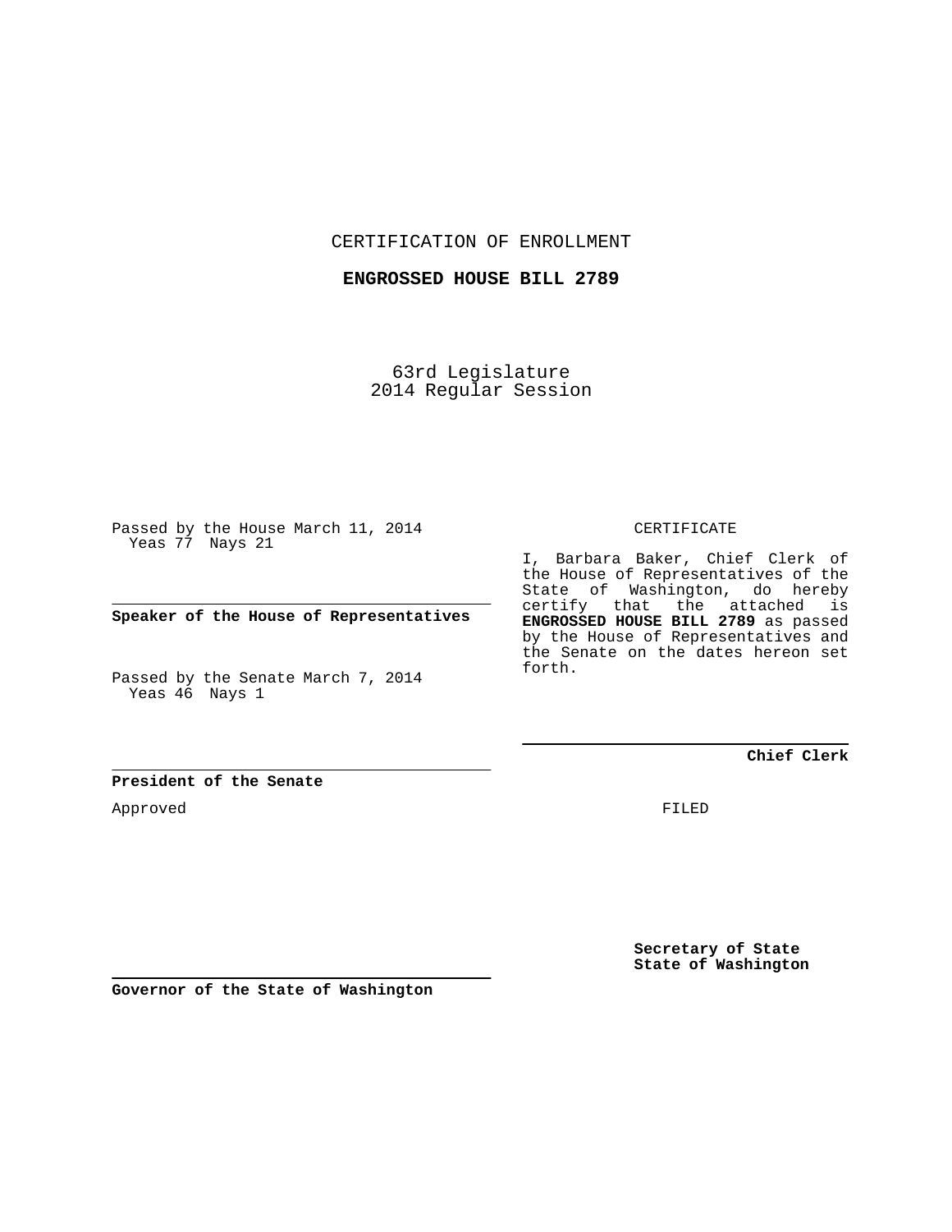CERTIFICATION OF ENROLLMENT

**ENGROSSED HOUSE BILL 2789**

63rd Legislature
2014 Regular Session

Passed by the House March 11, 2014
Yeas 77 Nays 21

**Speaker of the House of Representatives**

Passed by the Senate March 7, 2014
Yeas 46 Nays 1

**President of the Senate**

Approved

**Governor of the State of Washington**

CERTIFICATE

I, Barbara Baker, Chief Clerk of the House of Representatives of the State of Washington, do hereby certify that the attached is **ENGROSSED HOUSE BILL 2789** as passed by the House of Representatives and the Senate on the dates hereon set forth.

**Chief Clerk**

FILED

**Secretary of State**
**State of Washington**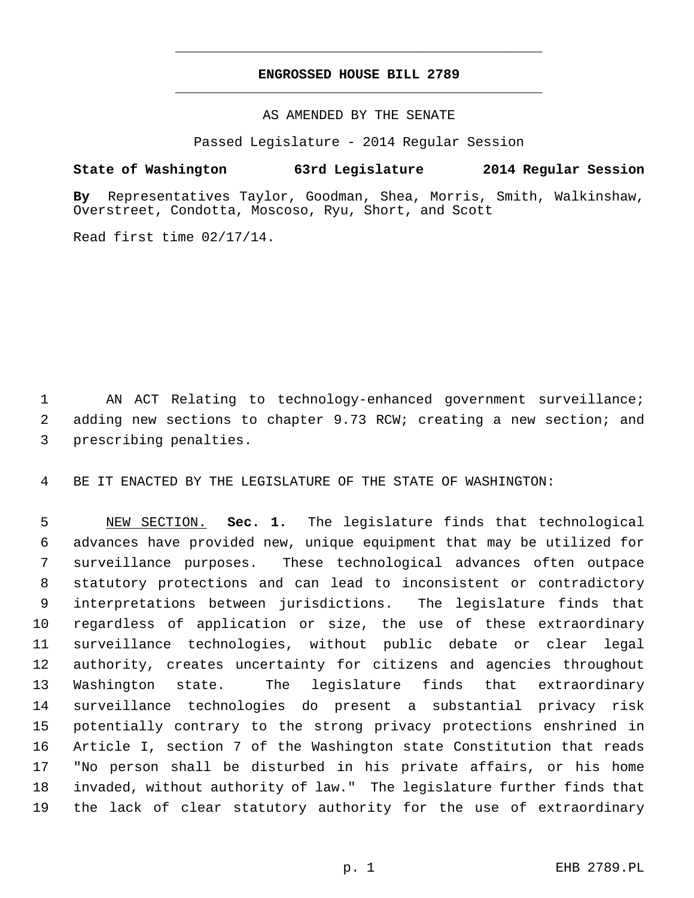**ENGROSSED HOUSE BILL 2789**

AS AMENDED BY THE SENATE

Passed Legislature - 2014 Regular Session

**State of Washington 63rd Legislature 2014 Regular Session**

**By** Representatives Taylor, Goodman, Shea, Morris, Smith, Walkinshaw, Overstreet, Condotta, Moscoso, Ryu, Short, and Scott

Read first time 02/17/14.

AN ACT Relating to technology-enhanced government surveillance; adding new sections to chapter 9.73 RCW; creating a new section; and prescribing penalties.

BE IT ENACTED BY THE LEGISLATURE OF THE STATE OF WASHINGTON:

NEW SECTION. **Sec. 1.** The legislature finds that technological advances have provided new, unique equipment that may be utilized for surveillance purposes. These technological advances often outpace statutory protections and can lead to inconsistent or contradictory interpretations between jurisdictions. The legislature finds that regardless of application or size, the use of these extraordinary surveillance technologies, without public debate or clear legal authority, creates uncertainty for citizens and agencies throughout Washington state. The legislature finds that extraordinary surveillance technologies do present a substantial privacy risk potentially contrary to the strong privacy protections enshrined in Article I, section 7 of the Washington state Constitution that reads "No person shall be disturbed in his private affairs, or his home invaded, without authority of law." The legislature further finds that the lack of clear statutory authority for the use of extraordinary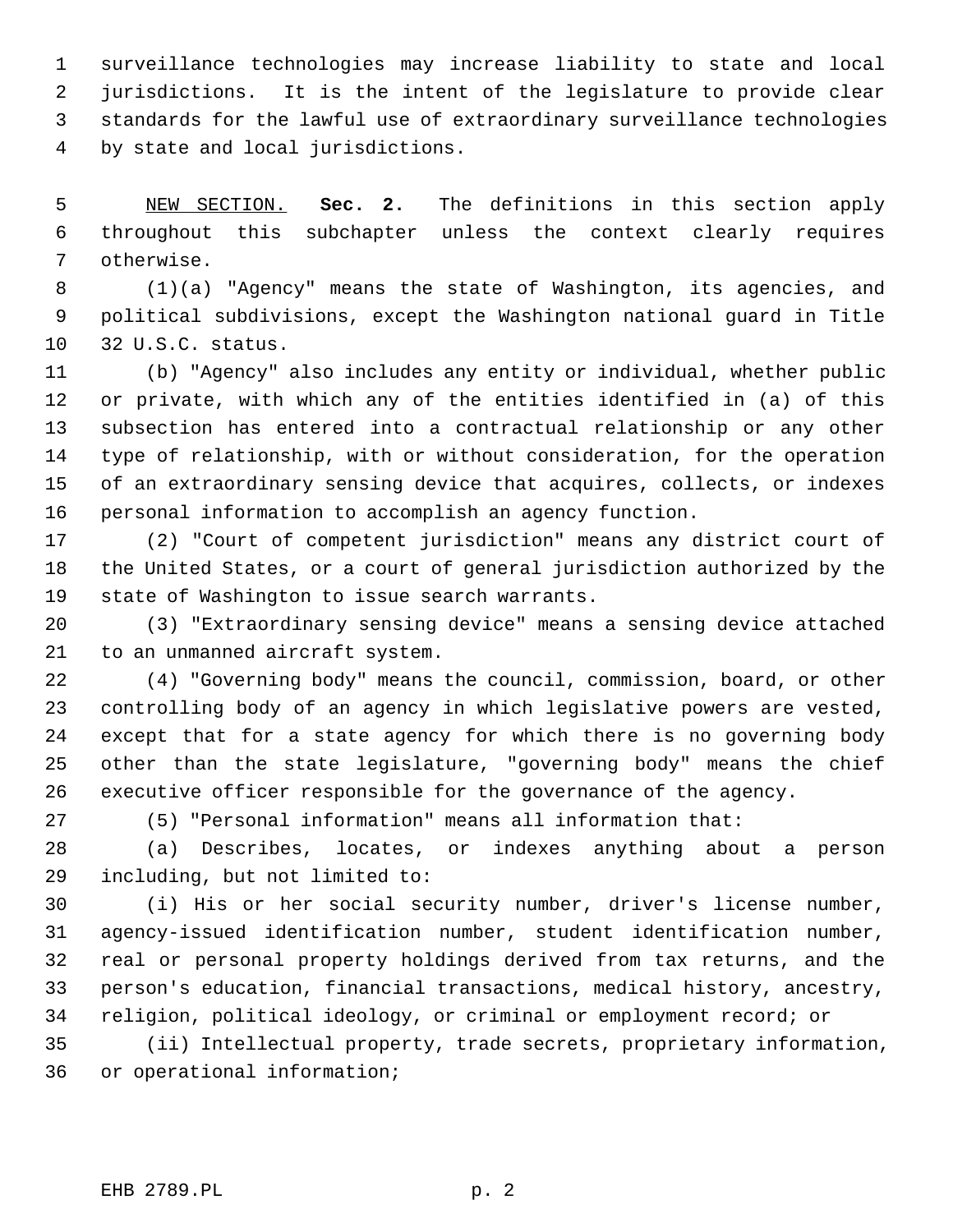surveillance technologies may increase liability to state and local jurisdictions. It is the intent of the legislature to provide clear standards for the lawful use of extraordinary surveillance technologies by state and local jurisdictions.

NEW SECTION. **Sec. 2.** The definitions in this section apply throughout this subchapter unless the context clearly requires otherwise.

(1)(a) "Agency" means the state of Washington, its agencies, and political subdivisions, except the Washington national guard in Title 32 U.S.C. status.

(b) "Agency" also includes any entity or individual, whether public or private, with which any of the entities identified in (a) of this subsection has entered into a contractual relationship or any other type of relationship, with or without consideration, for the operation of an extraordinary sensing device that acquires, collects, or indexes personal information to accomplish an agency function.

(2) "Court of competent jurisdiction" means any district court of the United States, or a court of general jurisdiction authorized by the state of Washington to issue search warrants.

(3) "Extraordinary sensing device" means a sensing device attached to an unmanned aircraft system.

(4) "Governing body" means the council, commission, board, or other controlling body of an agency in which legislative powers are vested, except that for a state agency for which there is no governing body other than the state legislature, "governing body" means the chief executive officer responsible for the governance of the agency.

(5) "Personal information" means all information that:

(a) Describes, locates, or indexes anything about a person including, but not limited to:

(i) His or her social security number, driver's license number, agency-issued identification number, student identification number, real or personal property holdings derived from tax returns, and the person's education, financial transactions, medical history, ancestry, religion, political ideology, or criminal or employment record; or

(ii) Intellectual property, trade secrets, proprietary information, or operational information;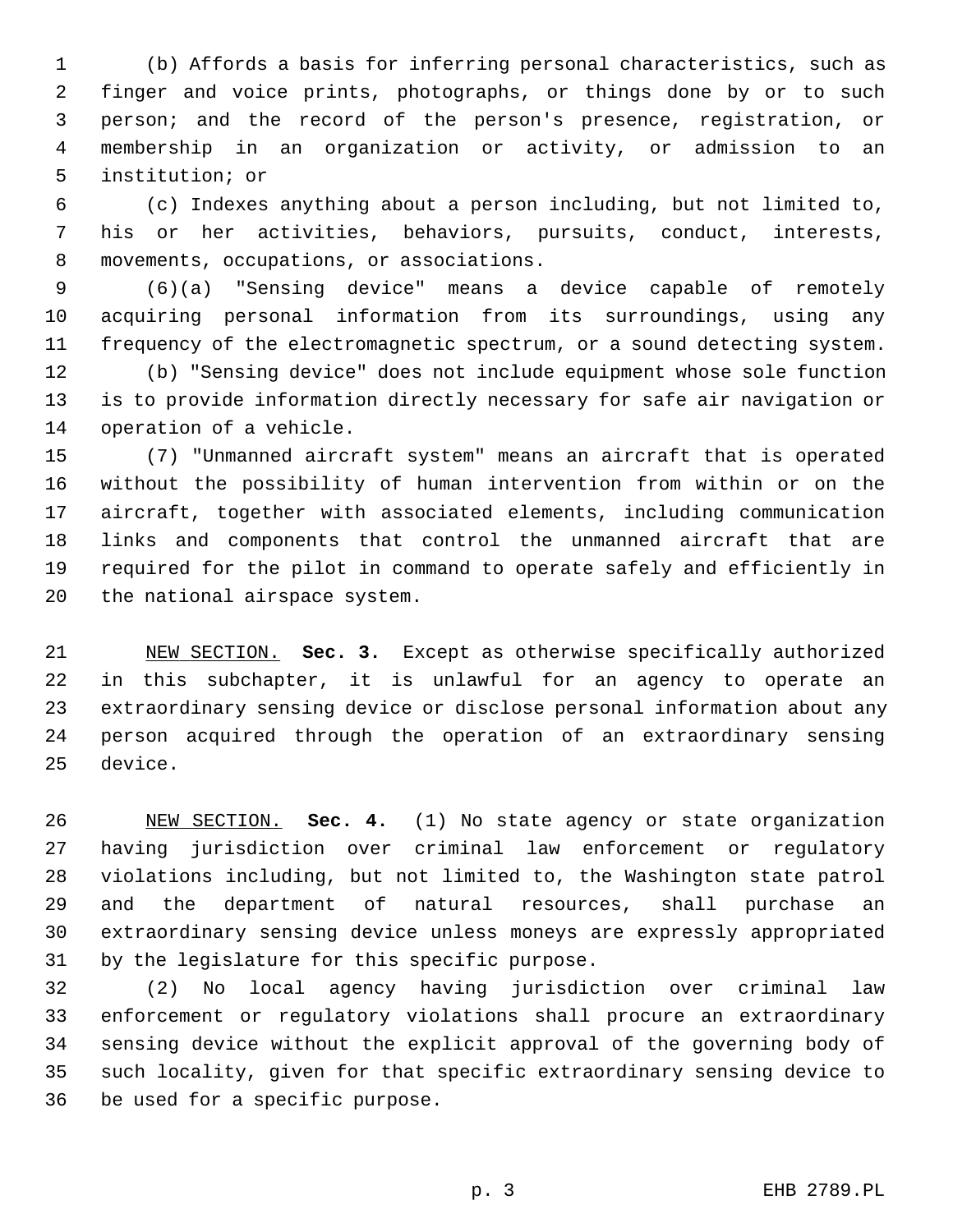(b) Affords a basis for inferring personal characteristics, such as finger and voice prints, photographs, or things done by or to such person; and the record of the person's presence, registration, or membership in an organization or activity, or admission to an institution; or

(c) Indexes anything about a person including, but not limited to, his or her activities, behaviors, pursuits, conduct, interests, movements, occupations, or associations.

(6)(a) "Sensing device" means a device capable of remotely acquiring personal information from its surroundings, using any frequency of the electromagnetic spectrum, or a sound detecting system.

(b) "Sensing device" does not include equipment whose sole function is to provide information directly necessary for safe air navigation or operation of a vehicle.

(7) "Unmanned aircraft system" means an aircraft that is operated without the possibility of human intervention from within or on the aircraft, together with associated elements, including communication links and components that control the unmanned aircraft that are required for the pilot in command to operate safely and efficiently in the national airspace system.

NEW SECTION. **Sec. 3.** Except as otherwise specifically authorized in this subchapter, it is unlawful for an agency to operate an extraordinary sensing device or disclose personal information about any person acquired through the operation of an extraordinary sensing device.

NEW SECTION. **Sec. 4.** (1) No state agency or state organization having jurisdiction over criminal law enforcement or regulatory violations including, but not limited to, the Washington state patrol and the department of natural resources, shall purchase an extraordinary sensing device unless moneys are expressly appropriated by the legislature for this specific purpose.

(2) No local agency having jurisdiction over criminal law enforcement or regulatory violations shall procure an extraordinary sensing device without the explicit approval of the governing body of such locality, given for that specific extraordinary sensing device to be used for a specific purpose.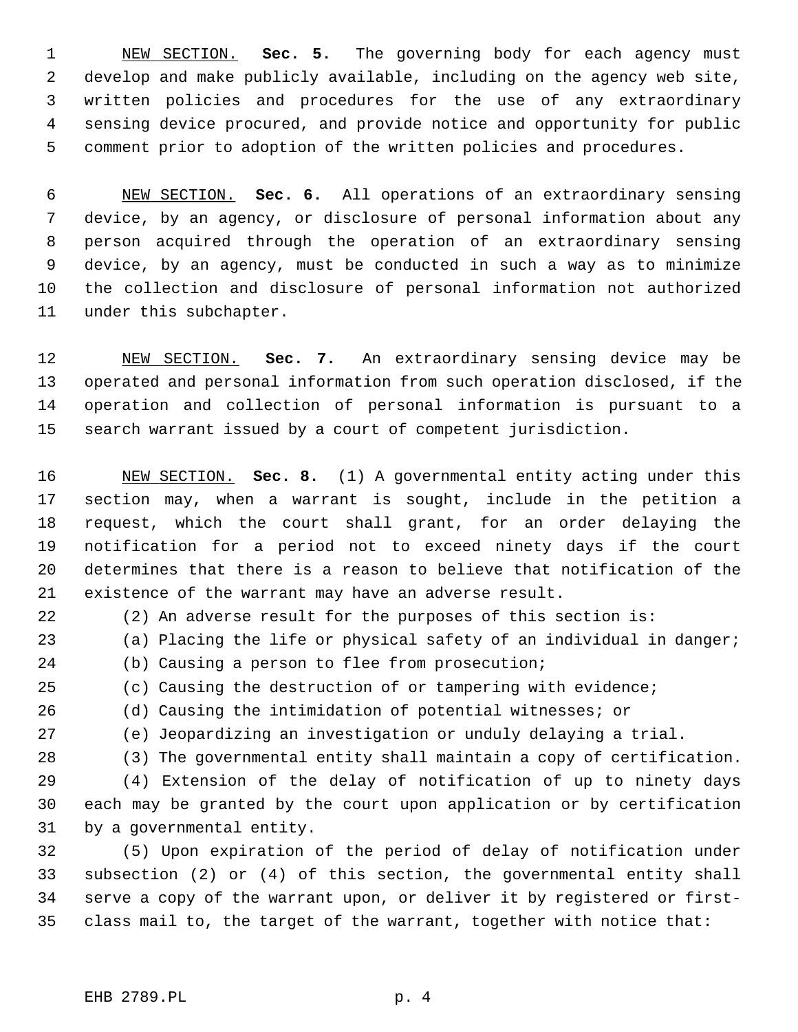NEW SECTION. **Sec. 5.** The governing body for each agency must develop and make publicly available, including on the agency web site, written policies and procedures for the use of any extraordinary sensing device procured, and provide notice and opportunity for public comment prior to adoption of the written policies and procedures.

NEW SECTION. **Sec. 6.** All operations of an extraordinary sensing device, by an agency, or disclosure of personal information about any person acquired through the operation of an extraordinary sensing device, by an agency, must be conducted in such a way as to minimize the collection and disclosure of personal information not authorized under this subchapter.

NEW SECTION. **Sec. 7.** An extraordinary sensing device may be operated and personal information from such operation disclosed, if the operation and collection of personal information is pursuant to a search warrant issued by a court of competent jurisdiction.

NEW SECTION. **Sec. 8.** (1) A governmental entity acting under this section may, when a warrant is sought, include in the petition a request, which the court shall grant, for an order delaying the notification for a period not to exceed ninety days if the court determines that there is a reason to believe that notification of the existence of the warrant may have an adverse result.

(2) An adverse result for the purposes of this section is:

(a) Placing the life or physical safety of an individual in danger;

(b) Causing a person to flee from prosecution;

(c) Causing the destruction of or tampering with evidence;

(d) Causing the intimidation of potential witnesses; or

(e) Jeopardizing an investigation or unduly delaying a trial.

(3) The governmental entity shall maintain a copy of certification.

(4) Extension of the delay of notification of up to ninety days each may be granted by the court upon application or by certification by a governmental entity.

(5) Upon expiration of the period of delay of notification under subsection (2) or (4) of this section, the governmental entity shall serve a copy of the warrant upon, or deliver it by registered or first-class mail to, the target of the warrant, together with notice that: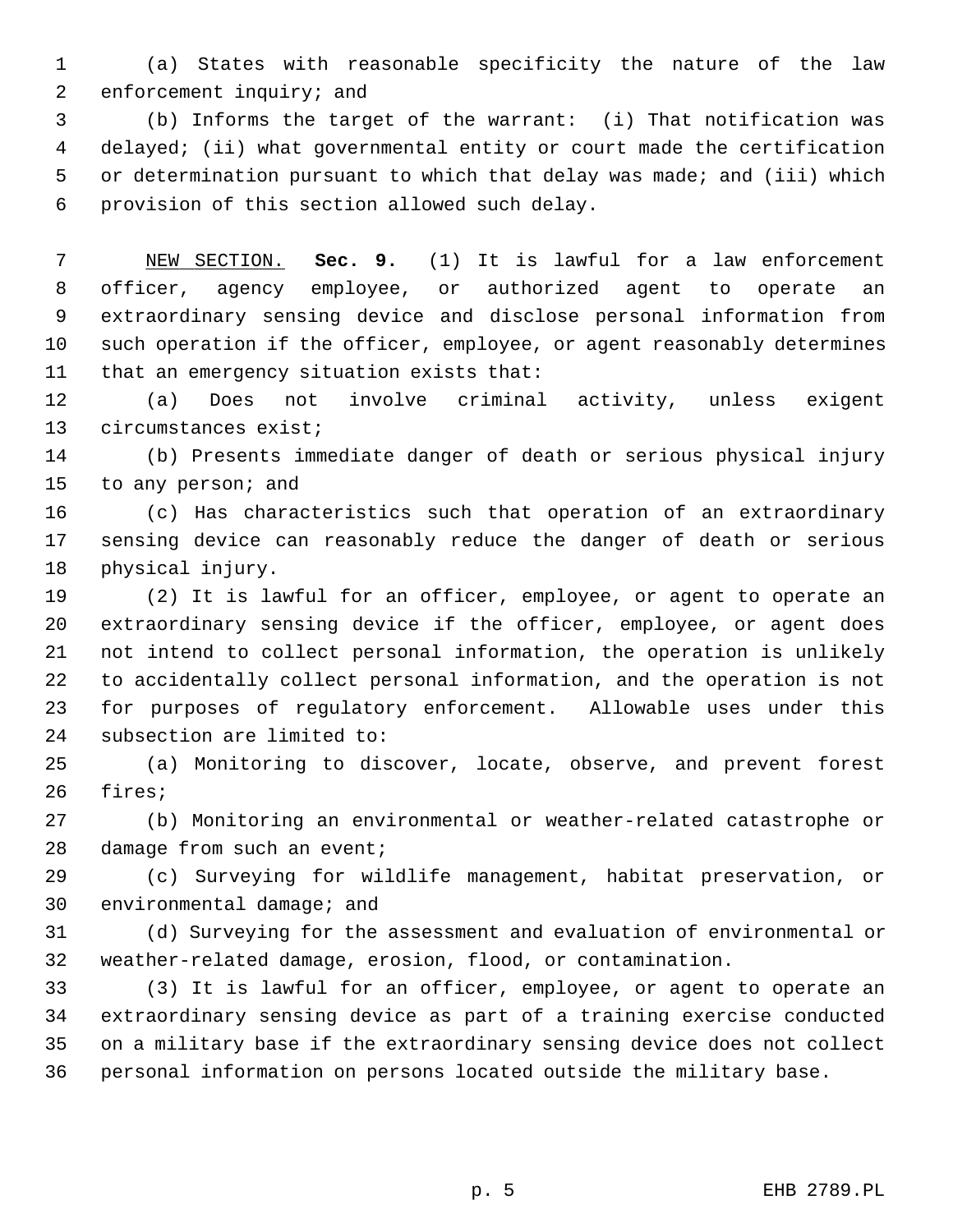(a) States with reasonable specificity the nature of the law enforcement inquiry; and

(b) Informs the target of the warrant: (i) That notification was delayed; (ii) what governmental entity or court made the certification or determination pursuant to which that delay was made; and (iii) which provision of this section allowed such delay.

NEW SECTION. **Sec. 9.** (1) It is lawful for a law enforcement officer, agency employee, or authorized agent to operate an extraordinary sensing device and disclose personal information from such operation if the officer, employee, or agent reasonably determines that an emergency situation exists that:

(a) Does not involve criminal activity, unless exigent circumstances exist;

(b) Presents immediate danger of death or serious physical injury to any person; and

(c) Has characteristics such that operation of an extraordinary sensing device can reasonably reduce the danger of death or serious physical injury.

(2) It is lawful for an officer, employee, or agent to operate an extraordinary sensing device if the officer, employee, or agent does not intend to collect personal information, the operation is unlikely to accidentally collect personal information, and the operation is not for purposes of regulatory enforcement. Allowable uses under this subsection are limited to:

(a) Monitoring to discover, locate, observe, and prevent forest fires;

(b) Monitoring an environmental or weather-related catastrophe or damage from such an event;

(c) Surveying for wildlife management, habitat preservation, or environmental damage; and

(d) Surveying for the assessment and evaluation of environmental or weather-related damage, erosion, flood, or contamination.

(3) It is lawful for an officer, employee, or agent to operate an extraordinary sensing device as part of a training exercise conducted on a military base if the extraordinary sensing device does not collect personal information on persons located outside the military base.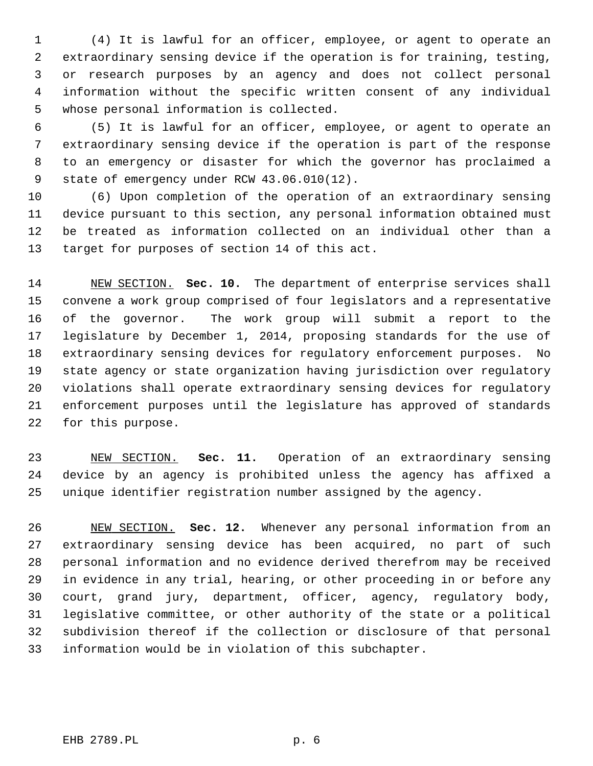(4) It is lawful for an officer, employee, or agent to operate an extraordinary sensing device if the operation is for training, testing, or research purposes by an agency and does not collect personal information without the specific written consent of any individual whose personal information is collected.

(5) It is lawful for an officer, employee, or agent to operate an extraordinary sensing device if the operation is part of the response to an emergency or disaster for which the governor has proclaimed a state of emergency under RCW 43.06.010(12).

(6) Upon completion of the operation of an extraordinary sensing device pursuant to this section, any personal information obtained must be treated as information collected on an individual other than a target for purposes of section 14 of this act.

NEW SECTION. **Sec. 10.** The department of enterprise services shall convene a work group comprised of four legislators and a representative of the governor. The work group will submit a report to the legislature by December 1, 2014, proposing standards for the use of extraordinary sensing devices for regulatory enforcement purposes. No state agency or state organization having jurisdiction over regulatory violations shall operate extraordinary sensing devices for regulatory enforcement purposes until the legislature has approved of standards for this purpose.

NEW SECTION. **Sec. 11.** Operation of an extraordinary sensing device by an agency is prohibited unless the agency has affixed a unique identifier registration number assigned by the agency.

NEW SECTION. **Sec. 12.** Whenever any personal information from an extraordinary sensing device has been acquired, no part of such personal information and no evidence derived therefrom may be received in evidence in any trial, hearing, or other proceeding in or before any court, grand jury, department, officer, agency, regulatory body, legislative committee, or other authority of the state or a political subdivision thereof if the collection or disclosure of that personal information would be in violation of this subchapter.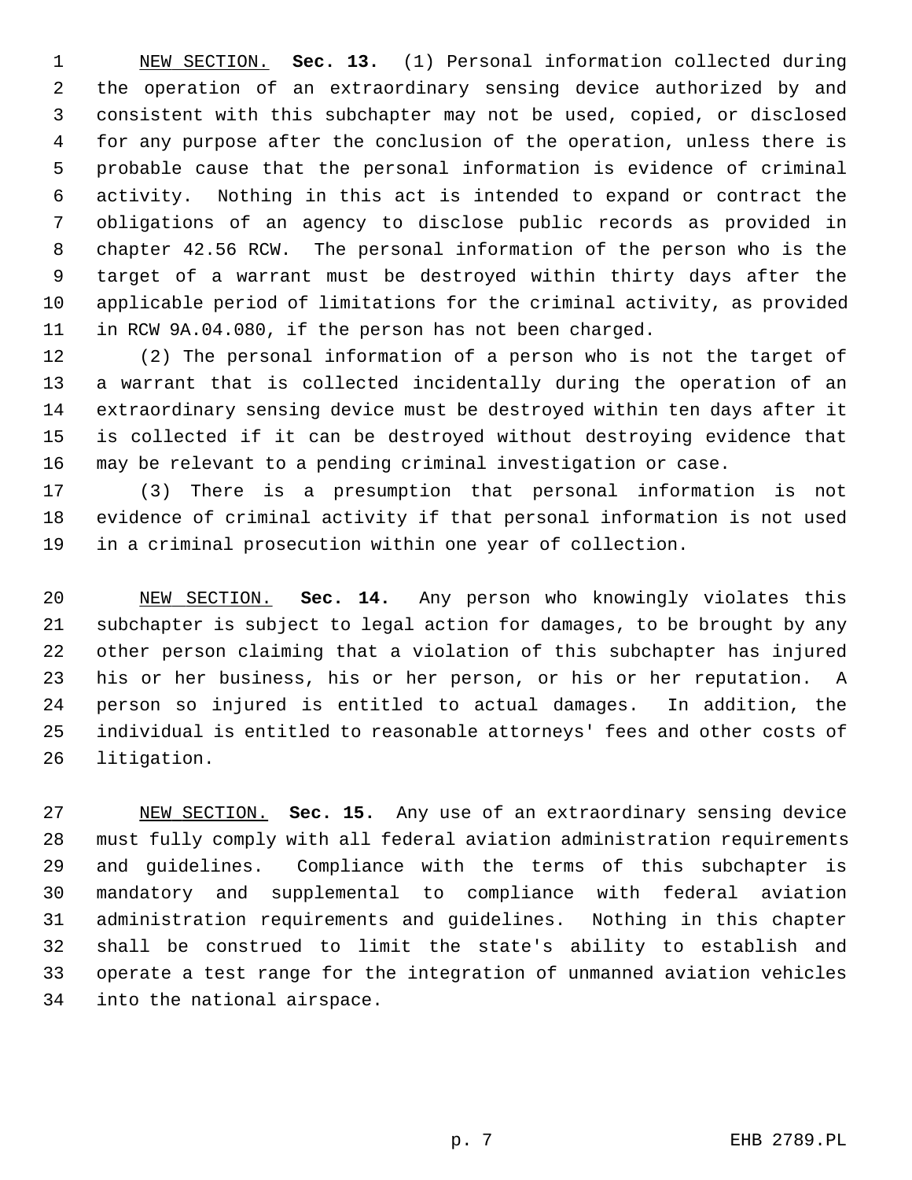NEW SECTION. **Sec. 13.** (1) Personal information collected during the operation of an extraordinary sensing device authorized by and consistent with this subchapter may not be used, copied, or disclosed for any purpose after the conclusion of the operation, unless there is probable cause that the personal information is evidence of criminal activity. Nothing in this act is intended to expand or contract the obligations of an agency to disclose public records as provided in chapter 42.56 RCW. The personal information of the person who is the target of a warrant must be destroyed within thirty days after the applicable period of limitations for the criminal activity, as provided in RCW 9A.04.080, if the person has not been charged.

(2) The personal information of a person who is not the target of a warrant that is collected incidentally during the operation of an extraordinary sensing device must be destroyed within ten days after it is collected if it can be destroyed without destroying evidence that may be relevant to a pending criminal investigation or case.

(3) There is a presumption that personal information is not evidence of criminal activity if that personal information is not used in a criminal prosecution within one year of collection.

NEW SECTION. **Sec. 14.** Any person who knowingly violates this subchapter is subject to legal action for damages, to be brought by any other person claiming that a violation of this subchapter has injured his or her business, his or her person, or his or her reputation. A person so injured is entitled to actual damages. In addition, the individual is entitled to reasonable attorneys' fees and other costs of litigation.

NEW SECTION. **Sec. 15.** Any use of an extraordinary sensing device must fully comply with all federal aviation administration requirements and guidelines. Compliance with the terms of this subchapter is mandatory and supplemental to compliance with federal aviation administration requirements and guidelines. Nothing in this chapter shall be construed to limit the state's ability to establish and operate a test range for the integration of unmanned aviation vehicles into the national airspace.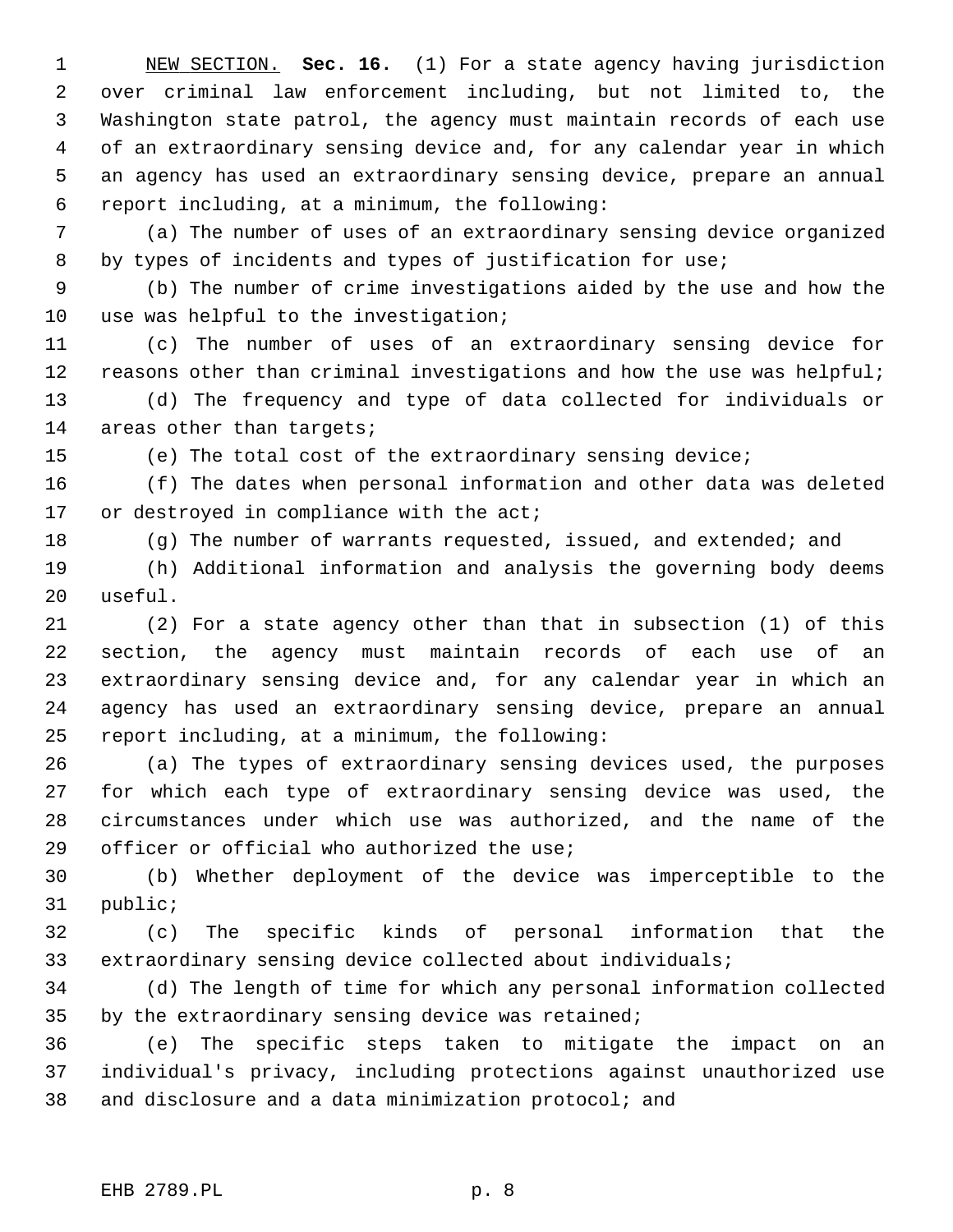NEW SECTION. **Sec. 16.** (1) For a state agency having jurisdiction over criminal law enforcement including, but not limited to, the Washington state patrol, the agency must maintain records of each use of an extraordinary sensing device and, for any calendar year in which an agency has used an extraordinary sensing device, prepare an annual report including, at a minimum, the following:

(a) The number of uses of an extraordinary sensing device organized by types of incidents and types of justification for use;

(b) The number of crime investigations aided by the use and how the use was helpful to the investigation;

(c) The number of uses of an extraordinary sensing device for reasons other than criminal investigations and how the use was helpful;

(d) The frequency and type of data collected for individuals or areas other than targets;

(e) The total cost of the extraordinary sensing device;

(f) The dates when personal information and other data was deleted or destroyed in compliance with the act;

(g) The number of warrants requested, issued, and extended; and

(h) Additional information and analysis the governing body deems useful.

(2) For a state agency other than that in subsection (1) of this section, the agency must maintain records of each use of an extraordinary sensing device and, for any calendar year in which an agency has used an extraordinary sensing device, prepare an annual report including, at a minimum, the following:

(a) The types of extraordinary sensing devices used, the purposes for which each type of extraordinary sensing device was used, the circumstances under which use was authorized, and the name of the officer or official who authorized the use;

(b) Whether deployment of the device was imperceptible to the public;

(c) The specific kinds of personal information that the extraordinary sensing device collected about individuals;

(d) The length of time for which any personal information collected by the extraordinary sensing device was retained;

(e) The specific steps taken to mitigate the impact on an individual's privacy, including protections against unauthorized use and disclosure and a data minimization protocol; and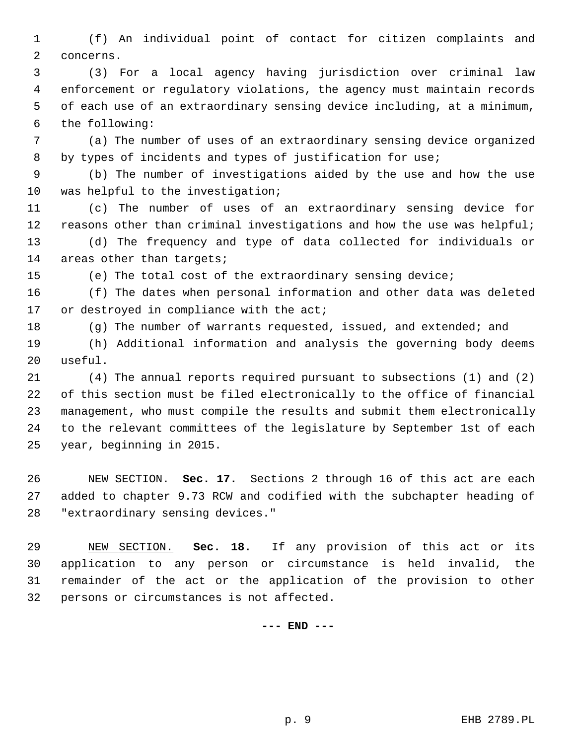(f) An individual point of contact for citizen complaints and concerns.

(3) For a local agency having jurisdiction over criminal law enforcement or regulatory violations, the agency must maintain records of each use of an extraordinary sensing device including, at a minimum, the following:

(a) The number of uses of an extraordinary sensing device organized by types of incidents and types of justification for use;

(b) The number of investigations aided by the use and how the use was helpful to the investigation;

(c) The number of uses of an extraordinary sensing device for reasons other than criminal investigations and how the use was helpful;

(d) The frequency and type of data collected for individuals or areas other than targets;

(e) The total cost of the extraordinary sensing device;

(f) The dates when personal information and other data was deleted or destroyed in compliance with the act;

(g) The number of warrants requested, issued, and extended; and

(h) Additional information and analysis the governing body deems useful.

(4) The annual reports required pursuant to subsections (1) and (2) of this section must be filed electronically to the office of financial management, who must compile the results and submit them electronically to the relevant committees of the legislature by September 1st of each year, beginning in 2015.

NEW SECTION. **Sec. 17.** Sections 2 through 16 of this act are each added to chapter 9.73 RCW and codified with the subchapter heading of "extraordinary sensing devices."

NEW SECTION. **Sec. 18.** If any provision of this act or its application to any person or circumstance is held invalid, the remainder of the act or the application of the provision to other persons or circumstances is not affected.

**--- END ---**